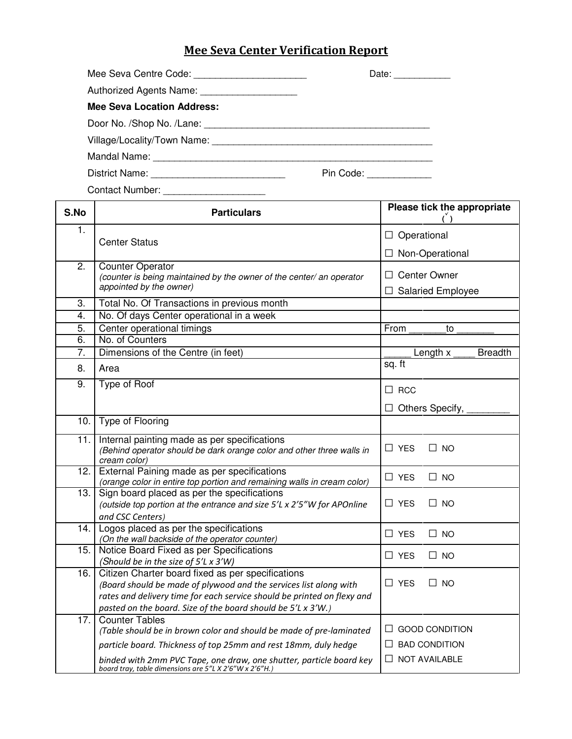# Mee Seva Center Verification Report

Mee Seva Centre Code: _____________________ Date: ___________

Authorized Agents Name: __________________

**Mee Seva Location Address:**

Door No. /Shop No. /Lane: ___________________________________________

Village/Locality/Town Name: __________________________________________

Mandal Name: ______________________________________________________

District Name: _________________________ Pin Code: ____________

Contact Number: ___________________

| S.No | Particulars | Please tick the appropriate (ˇ) |
|---|---|---|
| 1. | Center Status | ☐ Operational<br>☐ Non-Operational |
| 2. | Counter Operator<br>*(counter is being maintained by the owner of the center/ an operator appointed by the owner)* | ☐ Center Owner<br>☐ Salaried Employee |
| 3. | Total No. Of Transactions in previous month | |
| 4. | No. Of days Center operational in a week | |
| 5. | Center operational timings | From _______to _______ |
| 6. | No. of Counters | |
| 7. | Dimensions of the Centre (in feet) | _____ Length x ____ Breadth |
| 8. | Area | sq. ft |
| 9. | Type of Roof | ☐ RCC<br>☐ Others Specify, ________ |
| 10. | Type of Flooring | |
| 11. | Internal painting made as per specifications<br>*(Behind operator should be dark orange color and other three walls in cream color)* | ☐ YES ☐ NO |
| 12. | External Paining made as per specifications<br>*(orange color in entire top portion and remaining walls in cream color)* | ☐ YES ☐ NO |
| 13. | Sign board placed as per the specifications<br>*(outside top portion at the entrance and size 5'L x 2'5"W for APOnline and CSC Centers)* | ☐ YES ☐ NO |
| 14. | Logos placed as per the specifications<br>*(On the wall backside of the operator counter)* | ☐ YES ☐ NO |
| 15. | Notice Board Fixed as per Specifications<br>*(Should be in the size of 5'L x 3'W)* | ☐ YES ☐ NO |
| 16. | Citizen Charter board fixed as per specifications<br>*(Board should be made of plywood and the services list along with rates and delivery time for each service should be printed on flexy and pasted on the board. Size of the board should be 5'L x 3'W.)* | ☐ YES ☐ NO |
| 17. | Counter Tables<br>*(Table should be in brown color and should be made of pre-laminated particle board. Thickness of top 25mm and rest 18mm, duly hedge binded with 2mm PVC Tape, one draw, one shutter, particle board key board tray, table dimensions are 5"L X 2'6"W x 2'6"H.)* | ☐ GOOD CONDITION<br>☐ BAD CONDITION<br>☐ NOT AVAILABLE |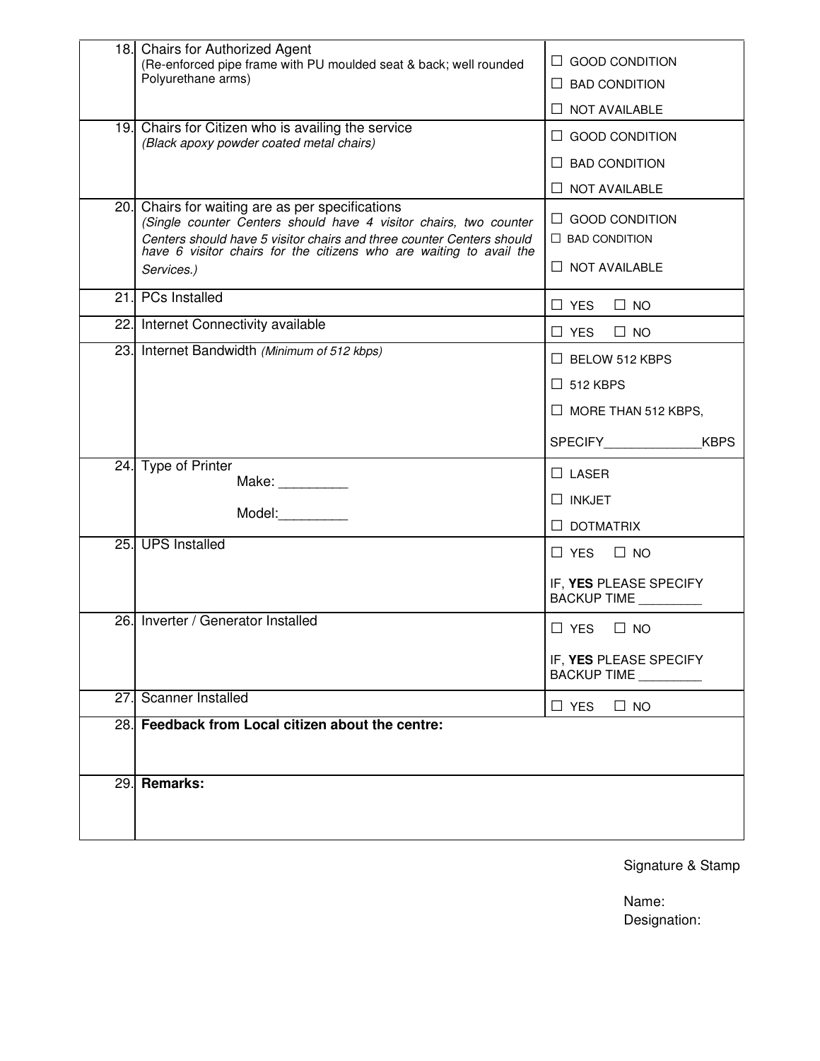| | | |
|---|---|---|
| 18. | Chairs for Authorized Agent<br>(Re-enforced pipe frame with PU moulded seat & back; well rounded Polyurethane arms) | ☐ GOOD CONDITION<br>☐ BAD CONDITION<br>☐ NOT AVAILABLE |
| 19. | Chairs for Citizen who is availing the service<br>*(Black apoxy powder coated metal chairs)* | ☐ GOOD CONDITION<br>☐ BAD CONDITION<br>☐ NOT AVAILABLE |
| 20. | Chairs for waiting are as per specifications<br>*(Single counter Centers should have 4 visitor chairs, two counter Centers should have 5 visitor chairs and three counter Centers should have 6 visitor chairs for the citizens who are waiting to avail the Services.)* | ☐ GOOD CONDITION<br>☐ BAD CONDITION<br>☐ NOT AVAILABLE |
| 21. | PCs Installed | ☐ YES ☐ NO |
| 22. | Internet Connectivity available | ☐ YES ☐ NO |
| 23. | Internet Bandwidth *(Minimum of 512 kbps)* | ☐ BELOW 512 KBPS<br>☐ 512 KBPS<br>☐ MORE THAN 512 KBPS,<br>SPECIFY_____________KBPS |
| 24. | Type of Printer<br>Make: _________<br>Model:_________ | ☐ LASER<br>☐ INKJET<br>☐ DOTMATRIX |
| 25. | UPS Installed | ☐ YES ☐ NO<br>IF, **YES** PLEASE SPECIFY BACKUP TIME _________ |
| 26. | Inverter / Generator Installed | ☐ YES ☐ NO<br>IF, **YES** PLEASE SPECIFY BACKUP TIME _________ |
| 27. | Scanner Installed | ☐ YES ☐ NO |
| 28. | **Feedback from Local citizen about the centre:** | |
| 29. | **Remarks:** | |

Signature & Stamp

Name:
Designation: